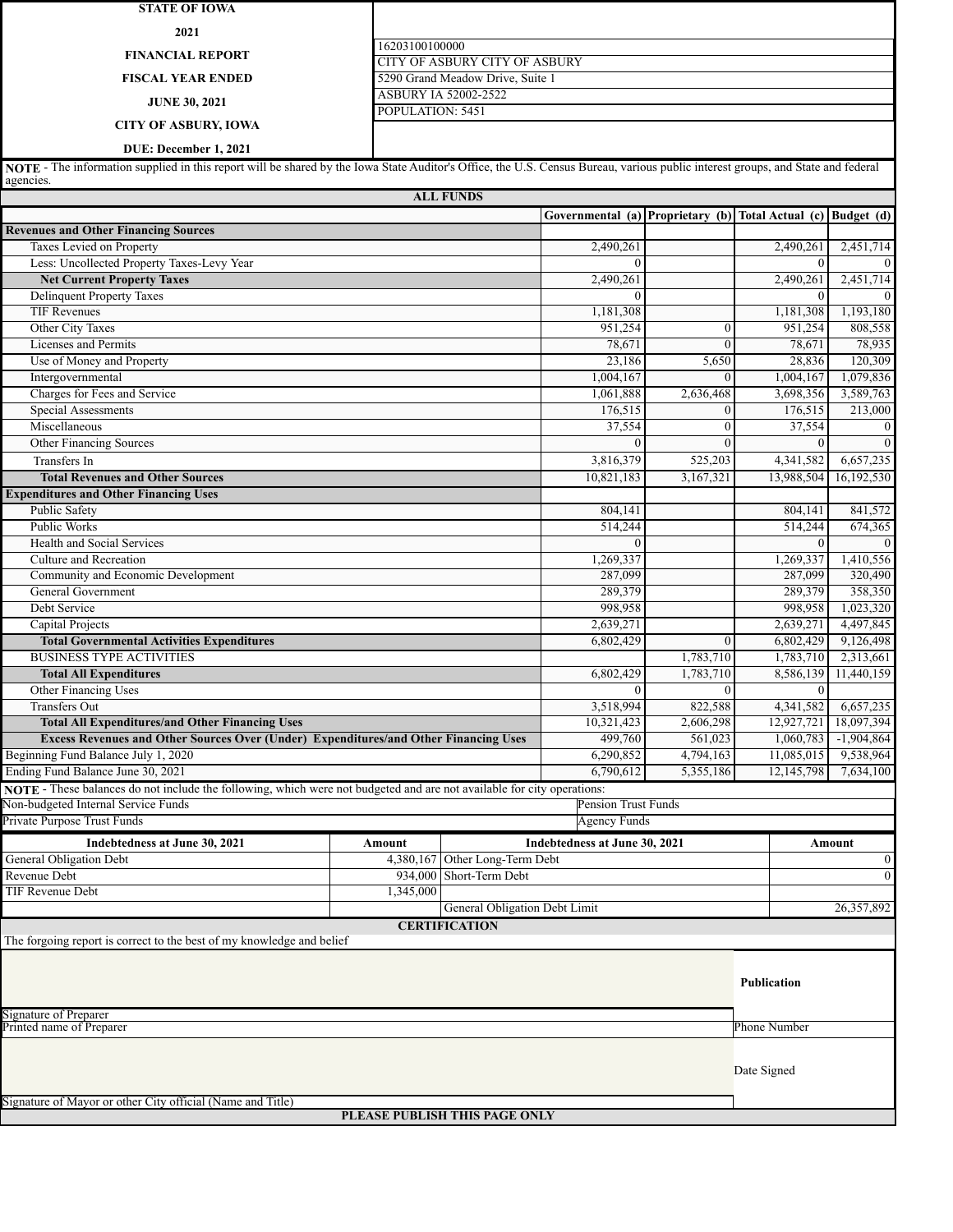**STATE OF IOWA**

**2021**

**FINANCIAL REPORT**

**FISCAL YEAR ENDED**

**JUNE 30, 2021**

**CITY OF ASBURY, IOWA**

**DUE: December 1, 2021**

16203100100000
CITY OF ASBURY CITY OF ASBURY
5290 Grand Meadow Drive, Suite 1
ASBURY IA 52002-2522
POPULATION: 5451

**NOTE** - The information supplied in this report will be shared by the Iowa State Auditor's Office, the U.S. Census Bureau, various public interest groups, and State and federal agencies.

## ALL FUNDS

| | Governmental (a) | Proprietary (b) | Total Actual (c) | Budget (d) |
|---|---|---|---|---|
| **Revenues and Other Financing Sources** | | | | |
| Taxes Levied on Property | 2,490,261 | | 2,490,261 | 2,451,714 |
| Less: Uncollected Property Taxes-Levy Year | 0 | | 0 | 0 |
| **Net Current Property Taxes** | 2,490,261 | | 2,490,261 | 2,451,714 |
| Delinquent Property Taxes | 0 | | 0 | 0 |
| TIF Revenues | 1,181,308 | | 1,181,308 | 1,193,180 |
| Other City Taxes | 951,254 | 0 | 951,254 | 808,558 |
| Licenses and Permits | 78,671 | 0 | 78,671 | 78,935 |
| Use of Money and Property | 23,186 | 5,650 | 28,836 | 120,309 |
| Intergovernmental | 1,004,167 | 0 | 1,004,167 | 1,079,836 |
| Charges for Fees and Service | 1,061,888 | 2,636,468 | 3,698,356 | 3,589,763 |
| Special Assessments | 176,515 | 0 | 176,515 | 213,000 |
| Miscellaneous | 37,554 | 0 | 37,554 | 0 |
| Other Financing Sources | 0 | 0 | 0 | 0 |
| Transfers In | 3,816,379 | 525,203 | 4,341,582 | 6,657,235 |
| **Total Revenues and Other Sources** | 10,821,183 | 3,167,321 | 13,988,504 | 16,192,530 |
| **Expenditures and Other Financing Uses** | | | | |
| Public Safety | 804,141 | | 804,141 | 841,572 |
| Public Works | 514,244 | | 514,244 | 674,365 |
| Health and Social Services | 0 | | 0 | 0 |
| Culture and Recreation | 1,269,337 | | 1,269,337 | 1,410,556 |
| Community and Economic Development | 287,099 | | 287,099 | 320,490 |
| General Government | 289,379 | | 289,379 | 358,350 |
| Debt Service | 998,958 | | 998,958 | 1,023,320 |
| Capital Projects | 2,639,271 | | 2,639,271 | 4,497,845 |
| **Total Governmental Activities Expenditures** | 6,802,429 | 0 | 6,802,429 | 9,126,498 |
| BUSINESS TYPE ACTIVITIES | | 1,783,710 | 1,783,710 | 2,313,661 |
| **Total All Expenditures** | 6,802,429 | 1,783,710 | 8,586,139 | 11,440,159 |
| Other Financing Uses | 0 | 0 | 0 | |
| Transfers Out | 3,518,994 | 822,588 | 4,341,582 | 6,657,235 |
| **Total All Expenditures/and Other Financing Uses** | 10,321,423 | 2,606,298 | 12,927,721 | 18,097,394 |
| **Excess Revenues and Other Sources Over (Under) Expenditures/and Other Financing Uses** | 499,760 | 561,023 | 1,060,783 | -1,904,864 |
| Beginning Fund Balance July 1, 2020 | 6,290,852 | 4,794,163 | 11,085,015 | 9,538,964 |
| Ending Fund Balance June 30, 2021 | 6,790,612 | 5,355,186 | 12,145,798 | 7,634,100 |

**NOTE** - These balances do not include the following, which were not budgeted and are not available for city operations:

| | |
|---|---|
| Non-budgeted Internal Service Funds | Pension Trust Funds |
| Private Purpose Trust Funds | Agency Funds |

| Indebtedness at June 30, 2021 | Amount | Indebtedness at June 30, 2021 | Amount |
|---|---|---|---|
| General Obligation Debt | 4,380,167 | Other Long-Term Debt | 0 |
| Revenue Debt | 934,000 | Short-Term Debt | 0 |
| TIF Revenue Debt | 1,345,000 | | |
| | | General Obligation Debt Limit | 26,357,892 |

## CERTIFICATION

The forgoing report is correct to the best of my knowledge and belief

Signature of Preparer

Printed name of Preparer

**Publication**

Phone Number

Date Signed

Signature of Mayor or other City official (Name and Title)

**PLEASE PUBLISH THIS PAGE ONLY**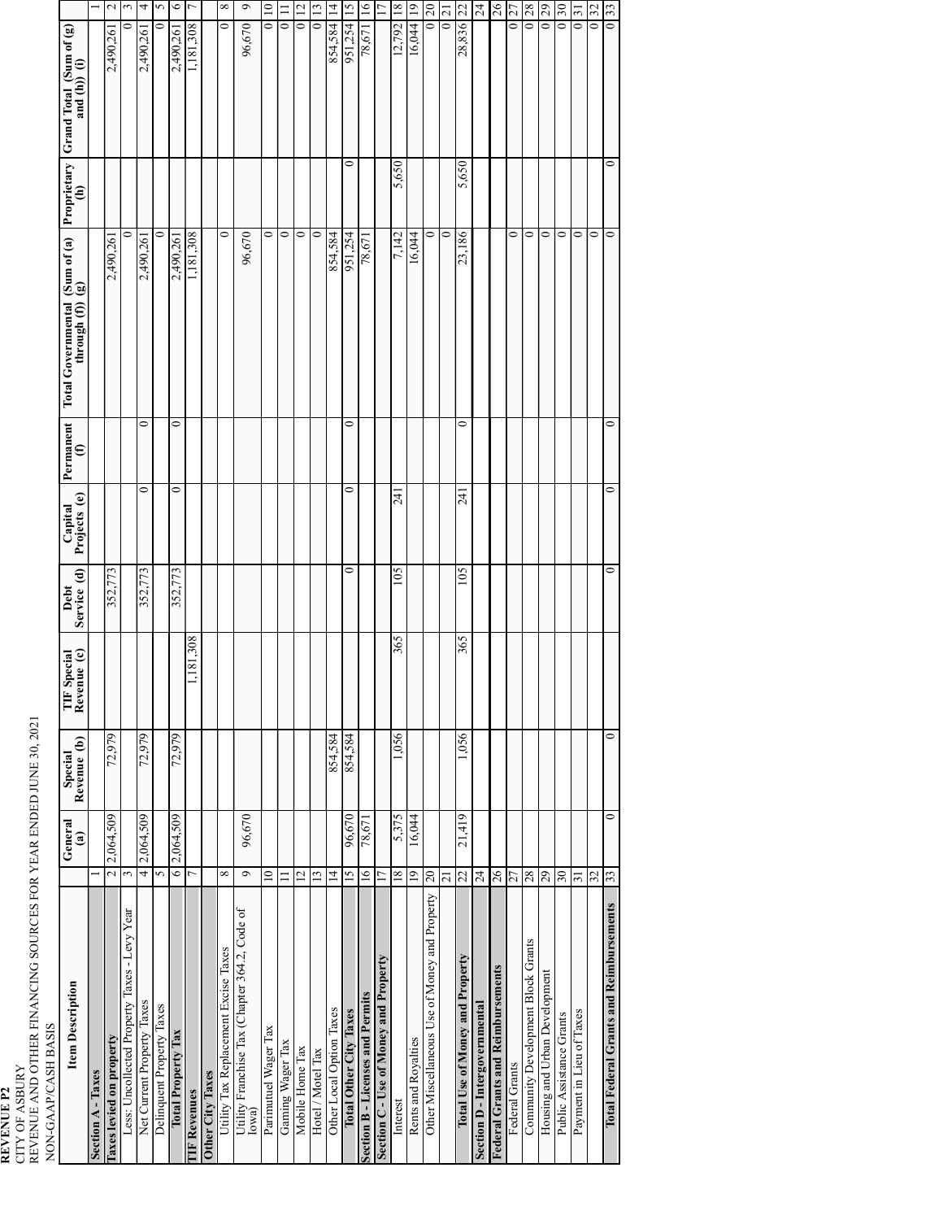**REVENUE P2**
CITY OF ASBURY
REVENUE AND OTHER FINANCING SOURCES FOR YEAR ENDED JUNE 30, 2021
NON-GAAP/CASH BASIS

| Item Description | | General (a) | Special Revenue (b) | TIF Special Revenue (c) | Debt Service (d) | Capital Projects (e) | Permanent (f) | Total Governmental (Sum of (a) through (f)) (g) | Proprietary (h) | Grand Total (Sum of (g) and (h)) (i) | |
|---|---|---|---|---|---|---|---|---|---|---|---|
| **Section A - Taxes** | 1 | | | | | | | | | | 1 |
| **Taxes levied on property** | 2 | 2,064,509 | 72,979 | | 352,773 | | | 2,490,261 | | 2,490,261 | 2 |
| Less: Uncollected Property Taxes - Levy Year | 3 | | | | | | | 0 | | 0 | 3 |
| Net Current Property Taxes | 4 | 2,064,509 | 72,979 | | 352,773 | 0 | 0 | 2,490,261 | | 2,490,261 | 4 |
| Delinquent Property Taxes | 5 | | | | | | | 0 | | 0 | 5 |
| **Total Property Tax** | 6 | 2,064,509 | 72,979 | | 352,773 | 0 | 0 | 2,490,261 | | 2,490,261 | 6 |
| **TIF Revenues** | 7 | | | 1,181,308 | | | | 1,181,308 | | 1,181,308 | 7 |
| **Other City Taxes** | | | | | | | | | | | |
| Utility Tax Replacement Excise Taxes | 8 | | | | | | | 0 | | 0 | 8 |
| Utility Franchise Tax (Chapter 364.2, Code of Iowa) | 9 | 96,670 | | | | | | 96,670 | | 96,670 | 9 |
| Parimutuel Wager Tax | 10 | | | | | | | 0 | | 0 | 10 |
| Gaming Wager Tax | 11 | | | | | | | 0 | | 0 | 11 |
| Mobile Home Tax | 12 | | | | | | | 0 | | 0 | 12 |
| Hotel / Motel Tax | 13 | | | | | | | 0 | | 0 | 13 |
| Other Local Option Taxes | 14 | | 854,584 | | | | | 854,584 | | 854,584 | 14 |
| **Total Other City Taxes** | 15 | 96,670 | 854,584 | | 0 | 0 | 0 | 951,254 | 0 | 951,254 | 15 |
| **Section B - Licenses and Permits** | 16 | 78,671 | | | | | | 78,671 | | 78,671 | 16 |
| **Section C - Use of Money and Property** | 17 | | | | | | | | | | 17 |
| Interest | 18 | 5,375 | 1,056 | 365 | 105 | 241 | | 7,142 | 5,650 | 12,792 | 18 |
| Rents and Royalties | 19 | 16,044 | | | | | | 16,044 | | 16,044 | 19 |
| Other Miscellaneous Use of Money and Property | 20 | | | | | | | 0 | | 0 | 20 |
| | 21 | | | | | | | 0 | | 0 | 21 |
| **Total Use of Money and Property** | 22 | 21,419 | 1,056 | 365 | 105 | 241 | 0 | 23,186 | 5,650 | 28,836 | 22 |
| **Section D - Intergovernmental** | 24 | | | | | | | | | | 24 |
| **Federal Grants and Reimbursements** | 26 | | | | | | | | | | 26 |
| Federal Grants | 27 | | | | | | | 0 | | 0 | 27 |
| Community Development Block Grants | 28 | | | | | | | 0 | | 0 | 28 |
| Housing and Urban Development | 29 | | | | | | | 0 | | 0 | 29 |
| Public Assistance Grants | 30 | | | | | | | 0 | | 0 | 30 |
| Payment in Lieu of Taxes | 31 | | | | | | | 0 | | 0 | 31 |
| | 32 | | | | | | | 0 | | 0 | 32 |
| **Total Federal Grants and Reimbursements** | 33 | 0 | 0 | | 0 | 0 | 0 | 0 | 0 | 0 | 33 |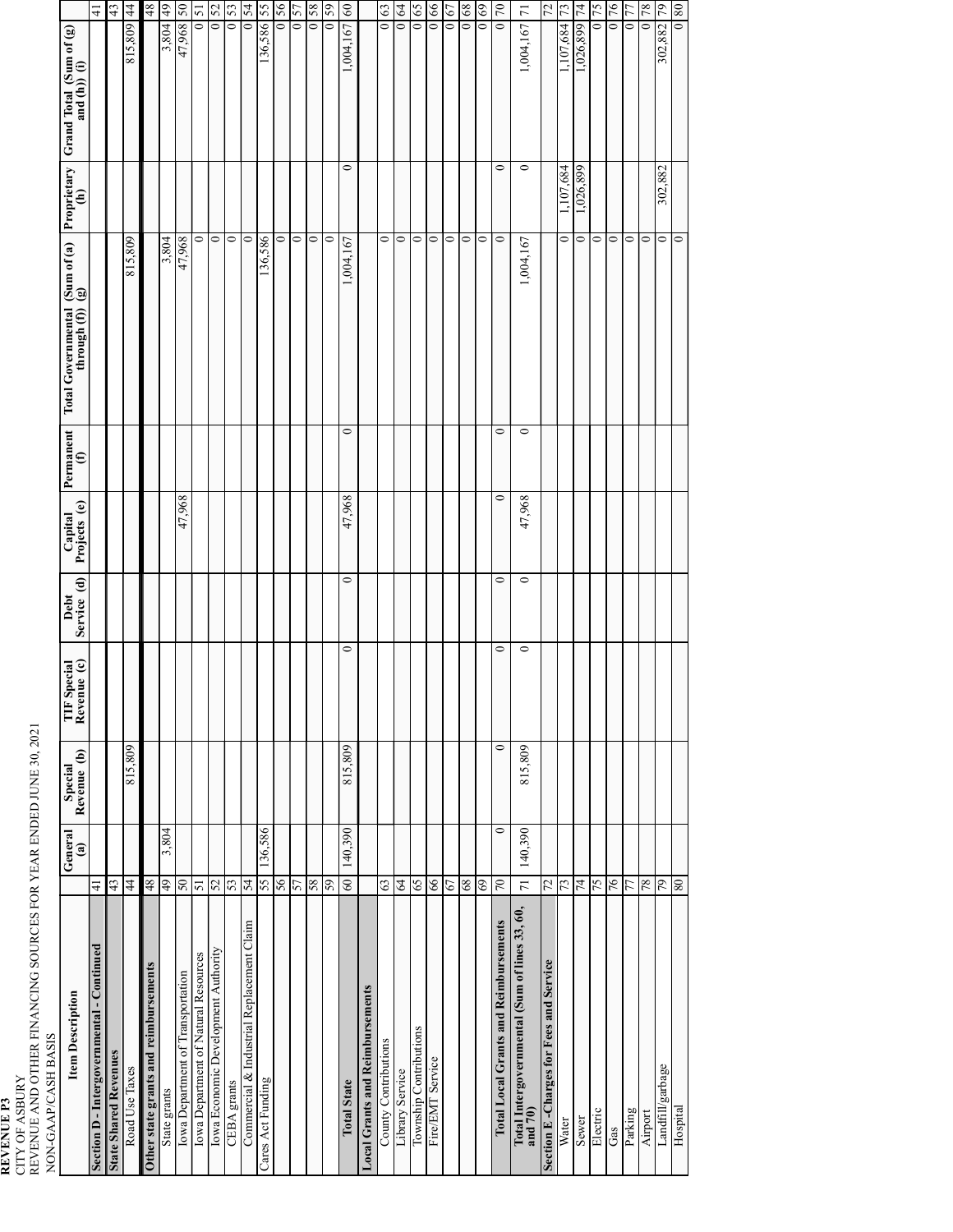**REVENUE P3**
CITY OF ASBURY
REVENUE AND OTHER FINANCING SOURCES FOR YEAR ENDED JUNE 30, 2021
NON-GAAP/CASH BASIS

| Item Description | | General (a) | Special Revenue (b) | TIF Special Revenue (c) | Debt Service (d) | Capital Projects (e) | Permanent (f) | Total Governmental (Sum of (a) through (f)) (g) | Proprietary (h) | Grand Total (Sum of (g) and (h)) (i) | |
|---|---|---|---|---|---|---|---|---|---|---|---|
| **Section D - Intergovernmental - Continued** | 41 | | | | | | | | | | 41 |
| **State Shared Revenues** | 43 | | | | | | | | | | 43 |
| Road Use Taxes | 44 | | 815,809 | | | | | 815,809 | | 815,809 | 44 |
| **Other state grants and reimbursements** | 48 | | | | | | | | | | 48 |
| State grants | 49 | 3,804 | | | | | | 3,804 | | 3,804 | 49 |
| Iowa Department of Transportation | 50 | | | | | 47,968 | | 47,968 | | 47,968 | 50 |
| Iowa Department of Natural Resources | 51 | | | | | | | 0 | | 0 | 51 |
| Iowa Economic Development Authority | 52 | | | | | | | 0 | | 0 | 52 |
| CEBA grants | 53 | | | | | | | 0 | | 0 | 53 |
| Commercial & Industrial Replacement Claim | 54 | | | | | | | 0 | | 0 | 54 |
| Cares Act Funding | 55 | 136,586 | | | | | | 136,586 | | 136,586 | 55 |
| | 56 | | | | | | | 0 | | 0 | 56 |
| | 57 | | | | | | | 0 | | 0 | 57 |
| | 58 | | | | | | | 0 | | 0 | 58 |
| | 59 | | | | | | | 0 | | 0 | 59 |
| **Total State** | 60 | 140,390 | 815,809 | | 0 | 47,968 | 0 | 1,004,167 | 0 | 1,004,167 | 60 |
| **Local Grants and Reimbursements** | | | | | | | | | | | |
| County Contributions | 63 | | | | | | | 0 | | 0 | 63 |
| Library Service | 64 | | | | | | | 0 | | 0 | 64 |
| Township Contributions | 65 | | | | | | | 0 | | 0 | 65 |
| Fire/EMT Service | 66 | | | | | | | 0 | | 0 | 66 |
| | 67 | | | | | | | 0 | | 0 | 67 |
| | 68 | | | | | | | 0 | | 0 | 68 |
| | 69 | | | | | | | 0 | | 0 | 69 |
| **Total Local Grants and Reimbursements** | 70 | 0 | 0 | 0 | 0 | 0 | 0 | 0 | 0 | 0 | 70 |
| **Total Intergovernmental (Sum of lines 33, 60, and 70)** | 71 | 140,390 | 815,809 | 0 | 0 | 47,968 | 0 | 1,004,167 | 0 | 1,004,167 | 71 |
| **Section E -Charges for Fees and Service** | 72 | | | | | | | | | | 72 |
| Water | 73 | | | | | | | 0 | 1,107,684 | 1,107,684 | 73 |
| Sewer | 74 | | | | | | | 0 | 1,026,899 | 1,026,899 | 74 |
| Electric | 75 | | | | | | | 0 | | 0 | 75 |
| Gas | 76 | | | | | | | 0 | | 0 | 76 |
| Parking | 77 | | | | | | | 0 | | 0 | 77 |
| Airport | 78 | | | | | | | 0 | | 0 | 78 |
| Landfill/garbage | 79 | | | | | | | 0 | 302,882 | 302,882 | 79 |
| Hospital | 80 | | | | | | | 0 | | 0 | 80 |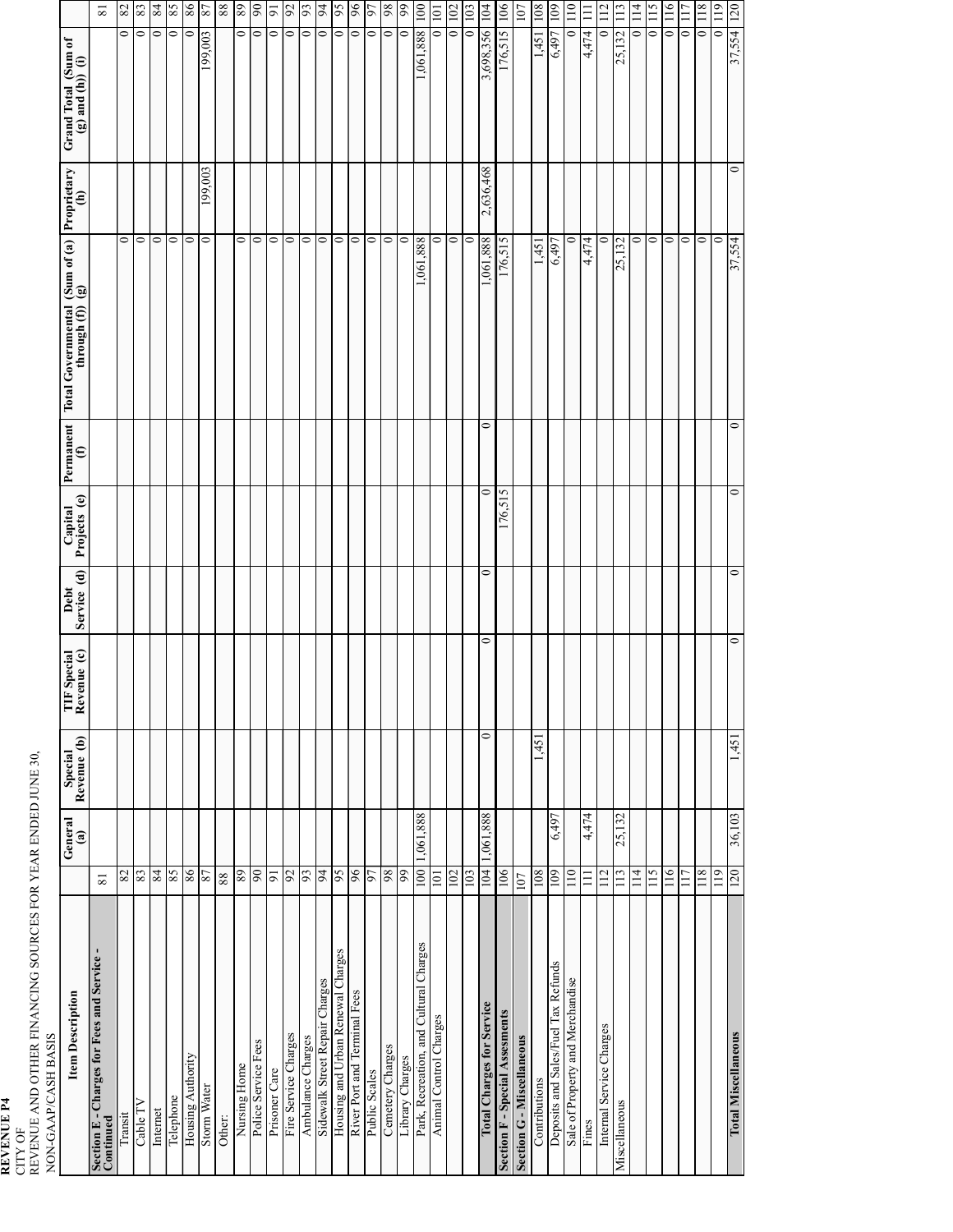**REVENUE P4**
CITY OF
REVENUE AND OTHER FINANCING SOURCES FOR YEAR ENDED JUNE 30,
NON-GAAP/CASH BASIS

| Item Description | | General (a) | Special Revenue (b) | TIF Special Revenue (c) | Debt Service (d) | Capital Projects (e) | Permanent (f) | Total Governmental (Sum of (a) through (f)) (g) | Proprietary (h) | Grand Total (Sum of (g) and (h)) (i) | |
|---|---|---|---|---|---|---|---|---|---|---|---|
| **Section E - Charges for Fees and Service - Continued** | 81 | | | | | | | | | | 81 |
| Transit | 82 | | | | | | | 0 | | 0 | 82 |
| Cable TV | 83 | | | | | | | 0 | | 0 | 83 |
| Internet | 84 | | | | | | | 0 | | 0 | 84 |
| Telephone | 85 | | | | | | | 0 | | 0 | 85 |
| Housing Authority | 86 | | | | | | | 0 | | 0 | 86 |
| Storm Water | 87 | | | | | | | 0 | 199,003 | 199,003 | 87 |
| Other: | 88 | | | | | | | | | | 88 |
| Nursing Home | 89 | | | | | | | 0 | | 0 | 89 |
| Police Service Fees | 90 | | | | | | | 0 | | 0 | 90 |
| Prisoner Care | 91 | | | | | | | 0 | | 0 | 91 |
| Fire Service Charges | 92 | | | | | | | 0 | | 0 | 92 |
| Ambulance Charges | 93 | | | | | | | 0 | | 0 | 93 |
| Sidewalk Street Repair Charges | 94 | | | | | | | 0 | | 0 | 94 |
| Housing and Urban Renewal Charges | 95 | | | | | | | 0 | | 0 | 95 |
| River Port and Terminal Fees | 96 | | | | | | | 0 | | 0 | 96 |
| Public Scales | 97 | | | | | | | 0 | | 0 | 97 |
| Cemetery Charges | 98 | | | | | | | 0 | | 0 | 98 |
| Library Charges | 99 | | | | | | | 0 | | 0 | 99 |
| Park, Recreation, and Cultural Charges | 100 | 1,061,888 | | | | | | 1,061,888 | | 1,061,888 | 100 |
| Animal Control Charges | 101 | | | | | | | 0 | | 0 | 101 |
| | 102 | | | | | | | 0 | | 0 | 102 |
| | 103 | | | | | | | 0 | | 0 | 103 |
| **Total Charges for Service** | 104 | 1,061,888 | 0 | 0 | 0 | 0 | 0 | 1,061,888 | 2,636,468 | 3,698,356 | 104 |
| **Section F - Special Assesments** | 106 | | | | | 176,515 | | 176,515 | | 176,515 | 106 |
| **Section G - Miscellaneous** | 107 | | | | | | | | | | 107 |
| Contributions | 108 | | 1,451 | | | | | 1,451 | | 1,451 | 108 |
| Deposits and Sales/Fuel Tax Refunds | 109 | 6,497 | | | | | | 6,497 | | 6,497 | 109 |
| Sale of Property and Merchandise | 110 | | | | | | | 0 | | 0 | 110 |
| Fines | 111 | 4,474 | | | | | | 4,474 | | 4,474 | 111 |
| Internal Service Charges | 112 | | | | | | | 0 | | 0 | 112 |
| Miscellaneous | 113 | 25,132 | | | | | | 25,132 | | 25,132 | 113 |
| | 114 | | | | | | | 0 | | 0 | 114 |
| | 115 | | | | | | | 0 | | 0 | 115 |
| | 116 | | | | | | | 0 | | 0 | 116 |
| | 117 | | | | | | | 0 | | 0 | 117 |
| | 118 | | | | | | | 0 | | 0 | 118 |
| | 119 | | | | | | | 0 | | 0 | 119 |
| **Total Miscellaneous** | 120 | 36,103 | 1,451 | 0 | 0 | 0 | 0 | 37,554 | 0 | 37,554 | 120 |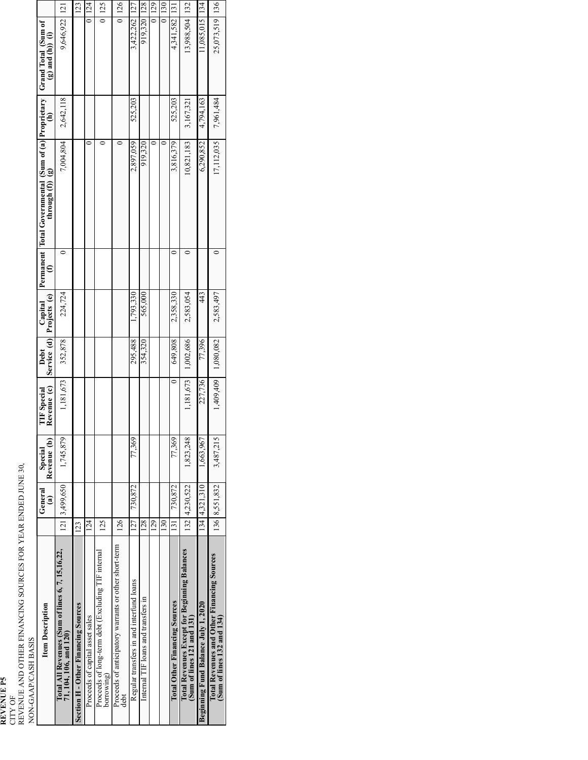**REVENUE P5**

CITY OF

REVENUE AND OTHER FINANCING SOURCES FOR YEAR ENDED JUNE 30,

NON-GAAP/CASH BASIS

| Item Description | | General (a) | Special Revenue (b) | TIF Special Revenue (c) | Debt Service (d) | Capital Projects (e) | Permanent (f) | Total Governmental (Sum of (a) through (f)) (g) | Proprietary (h) | Grand Total (Sum of (g) and (h)) (i) | |
|---|---|---|---|---|---|---|---|---|---|---|---|
| **Total All Revenues (Sum of lines 6, 7, 15,16,22, 71,104, 106, and 120)** | 121 | 3,499,650 | 1,745,879 | 1,181,673 | 352,878 | 224,724 | 0 | 7,004,804 | 2,642,118 | 9,646,922 | 121 |
| **Section H - Other Financing Sources** | 123 | | | | | | | | | | 123 |
| Proceeds of capital asset sales | 124 | | | | | | | 0 | | 0 | 124 |
| Proceeds of long-term debt (Excluding TIF internal borrowing) | 125 | | | | | | | 0 | | 0 | 125 |
| Proceeds of anticipatory warrants or other short-term debt | 126 | | | | | | | 0 | | 0 | 126 |
| Regular transfers in and interfund loans | 127 | 730,872 | 77,369 | | 295,488 | 1,793,330 | | 2,897,059 | 525,203 | 3,422,262 | 127 |
| Internal TIF loans and transfers in | 128 | | | | 354,320 | 565,000 | | 919,320 | | 919,320 | 128 |
| | 129 | | | | | | | 0 | | 0 | 129 |
| | 130 | | | | | | | 0 | | 0 | 130 |
| **Total Other Financing Sources** | 131 | 730,872 | 77,369 | 0 | 649,808 | 2,358,330 | 0 | 3,816,379 | 525,203 | 4,341,582 | 131 |
| **Total Revenues Except for Beginning Balances (Sum of lines 121 and 131)** | 132 | 4,230,522 | 1,823,248 | 1,181,673 | 1,002,686 | 2,583,054 | 0 | 10,821,183 | 3,167,321 | 13,988,504 | 132 |
| **Beginning Fund Balance July 1, 2020** | 134 | 4,321,310 | 1,663,967 | 227,736 | 77,396 | 443 | | 6,290,852 | 4,794,163 | 11,085,015 | 134 |
| **Total Revenues and Other Financing Sources (Sum of lines 132 and 134)** | 136 | 8,551,832 | 3,487,215 | 1,409,409 | 1,080,082 | 2,583,497 | 0 | 17,112,035 | 7,961,484 | 25,073,519 | 136 |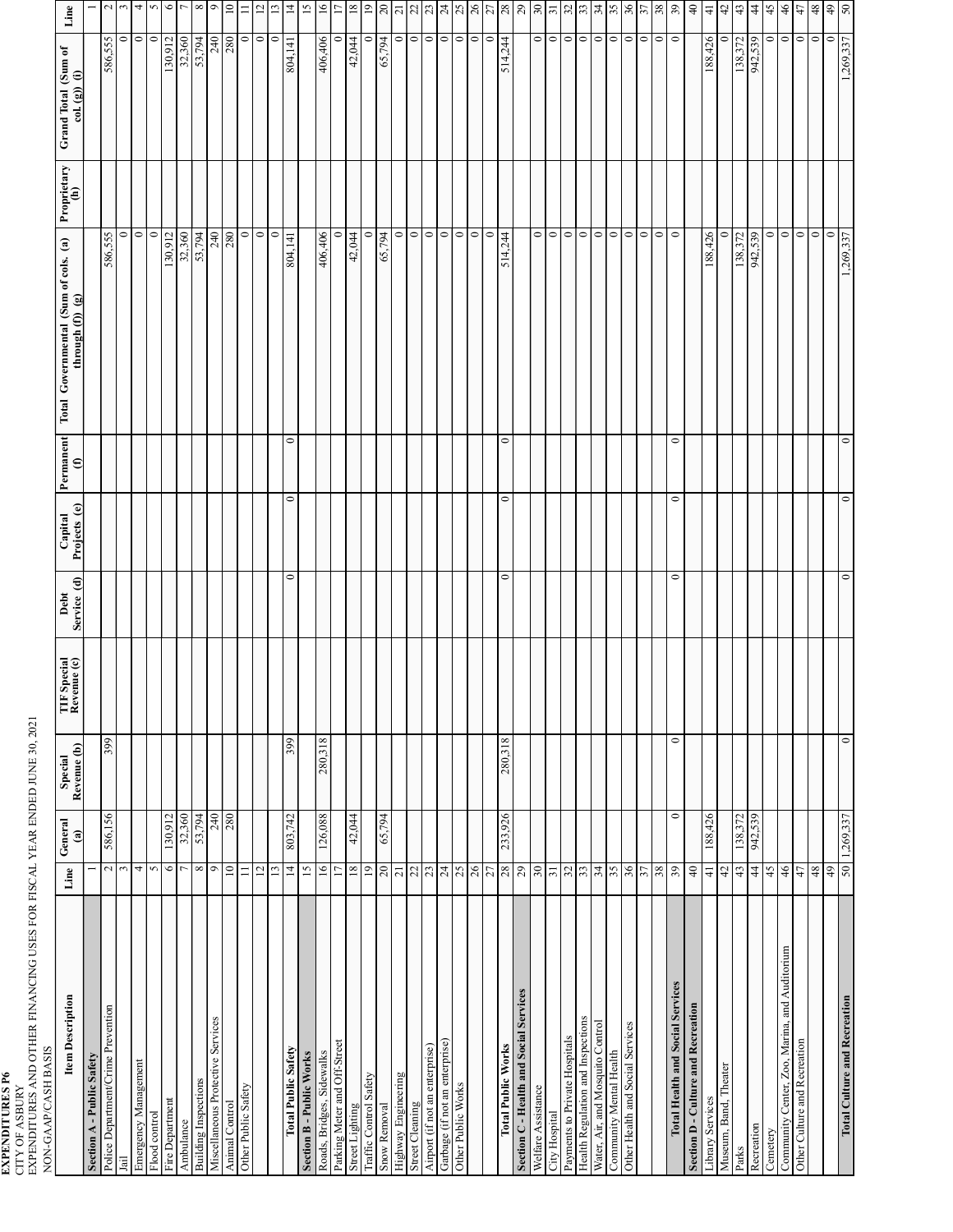**EXPENDITURES P6**

CITY OF ASBURY

EXPENDITURES AND OTHER FINANCING USES FOR FISCAL YEAR ENDED JUNE 30, 2021

NON-GAAP/CASH BASIS

| Item Description | Line | General (a) | Special Revenue (b) | TIF Special Revenue (c) | Debt Service (d) | Capital Projects (e) | Permanent (f) | Total Governmental (Sum of cols. (a) through (f)) (g) | Proprietary (h) | Grand Total (Sum of col. (g)) (i) | Line |
|---|---|---|---|---|---|---|---|---|---|---|---|
| **Section A - Public Safety** | 1 | | | | | | | | | | 1 |
| Police Department/Crime Prevention | 2 | 586,156 | 399 | | | | | 586,555 | | 586,555 | 2 |
| Jail | 3 | | | | | | | 0 | | 0 | 3 |
| Emergency Management | 4 | | | | | | | 0 | | 0 | 4 |
| Flood control | 5 | | | | | | | 0 | | 0 | 5 |
| Fire Department | 6 | 130,912 | | | | | | 130,912 | | 130,912 | 6 |
| Ambulance | 7 | 32,360 | | | | | | 32,360 | | 32,360 | 7 |
| Building Inspections | 8 | 53,794 | | | | | | 53,794 | | 53,794 | 8 |
| Miscellaneous Protective Services | 9 | 240 | | | | | | 240 | | 240 | 9 |
| Animal Control | 10 | 280 | | | | | | 280 | | 280 | 10 |
| Other Public Safety | 11 | | | | | | | 0 | | 0 | 11 |
| | 12 | | | | | | | 0 | | 0 | 12 |
| | 13 | | | | | | | 0 | | 0 | 13 |
| **Total Public Safety** | 14 | 803,742 | 399 | | 0 | 0 | 0 | 804,141 | | 804,141 | 14 |
| **Section B - Public Works** | 15 | | | | | | | | | | 15 |
| Roads, Bridges, Sidewalks | 16 | 126,088 | 280,318 | | | | | 406,406 | | 406,406 | 16 |
| Parking Meter and Off-Street | 17 | | | | | | | 0 | | 0 | 17 |
| Street Lighting | 18 | 42,044 | | | | | | 42,044 | | 42,044 | 18 |
| Traffic Control Safety | 19 | | | | | | | 0 | | 0 | 19 |
| Snow Removal | 20 | 65,794 | | | | | | 65,794 | | 65,794 | 20 |
| Highway Engineering | 21 | | | | | | | 0 | | 0 | 21 |
| Street Cleaning | 22 | | | | | | | 0 | | 0 | 22 |
| Airport (if not an enterprise) | 23 | | | | | | | 0 | | 0 | 23 |
| Garbage (if not an enterprise) | 24 | | | | | | | 0 | | 0 | 24 |
| Other Public Works | 25 | | | | | | | 0 | | 0 | 25 |
| | 26 | | | | | | | 0 | | 0 | 26 |
| | 27 | | | | | | | 0 | | 0 | 27 |
| **Total Public Works** | 28 | 233,926 | 280,318 | | 0 | 0 | 0 | 514,244 | | 514,244 | 28 |
| **Section C - Health and Social Services** | 29 | | | | | | | | | | 29 |
| Welfare Assistance | 30 | | | | | | | 0 | | 0 | 30 |
| City Hospital | 31 | | | | | | | 0 | | 0 | 31 |
| Payments to Private Hospitals | 32 | | | | | | | 0 | | 0 | 32 |
| Health Regulation and Inspections | 33 | | | | | | | 0 | | 0 | 33 |
| Water, Air, and Mosquito Control | 34 | | | | | | | 0 | | 0 | 34 |
| Community Mental Health | 35 | | | | | | | 0 | | 0 | 35 |
| Other Health and Social Services | 36 | | | | | | | 0 | | 0 | 36 |
| | 37 | | | | | | | 0 | | 0 | 37 |
| | 38 | | | | | | | 0 | | 0 | 38 |
| **Total Health and Social Services** | 39 | 0 | 0 | | 0 | 0 | 0 | 0 | | 0 | 39 |
| **Section D - Culture and Recreation** | 40 | | | | | | | | | | 40 |
| Library Services | 41 | 188,426 | | | | | | 188,426 | | 188,426 | 41 |
| Museum, Band, Theater | 42 | | | | | | | 0 | | 0 | 42 |
| Parks | 43 | 138,372 | | | | | | 138,372 | | 138,372 | 43 |
| Recreation | 44 | 942,539 | | | | | | 942,539 | | 942,539 | 44 |
| Cemetery | 45 | | | | | | | 0 | | 0 | 45 |
| Community Center, Zoo, Marina, and Auditorium | 46 | | | | | | | 0 | | 0 | 46 |
| Other Culture and Recreation | 47 | | | | | | | 0 | | 0 | 47 |
| | 48 | | | | | | | 0 | | 0 | 48 |
| | 49 | | | | | | | 0 | | 0 | 49 |
| **Total Culture and Recreation** | 50 | 1,269,337 | 0 | | 0 | 0 | 0 | 1,269,337 | | 1,269,337 | 50 |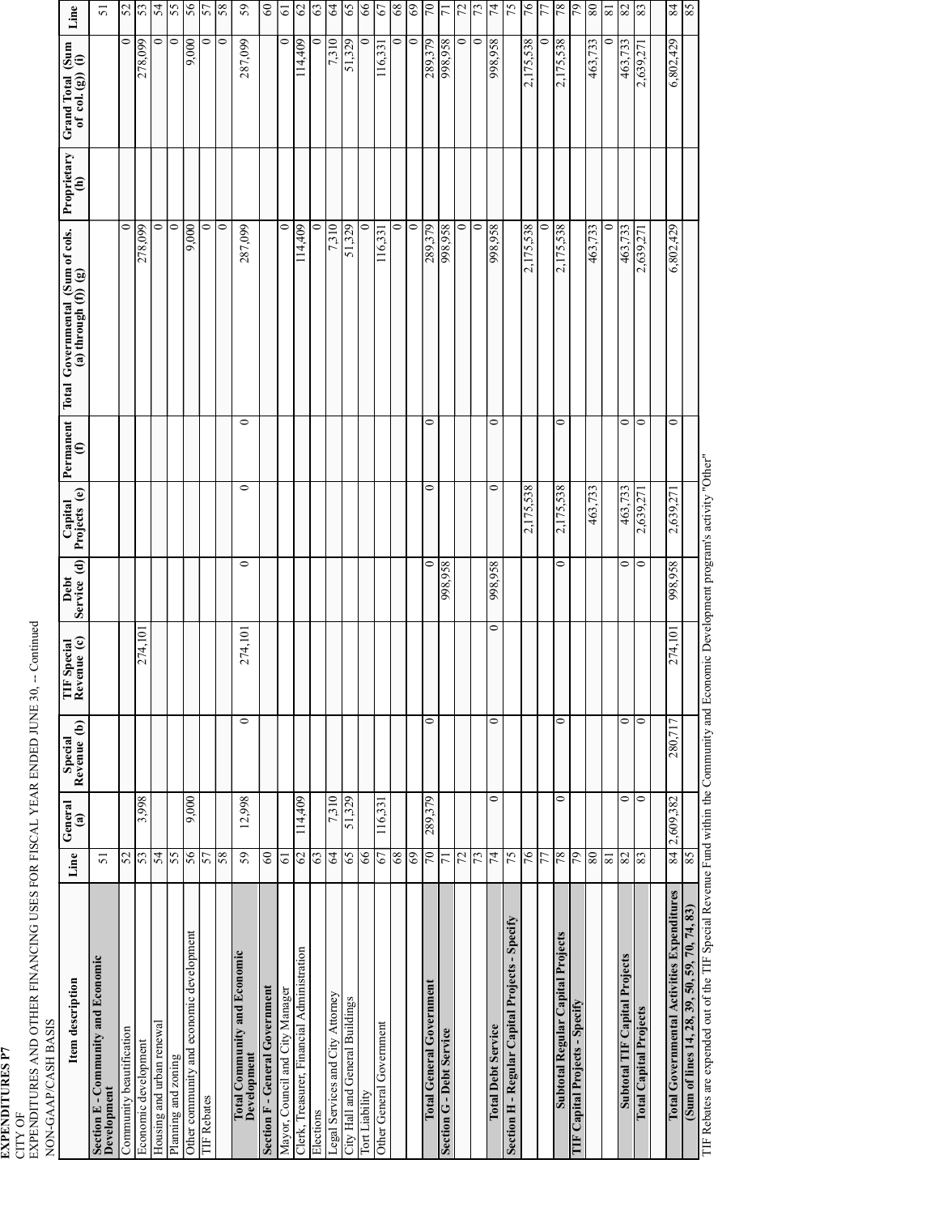**EXPENDITURES P7**
CITY OF
EXPENDITURES AND OTHER FINANCING USES FOR FISCAL YEAR ENDED JUNE 30, -- Continued
NON-GAAP/CASH BASIS

| Item description | Line | General (a) | Special Revenue (b) | TIF Special Revenue (c) | Debt Service (d) | Capital Projects (e) | Permanent (f) | Total Governmental (Sum of cols. (a) through (f)) (g) | Proprietary (h) | Grand Total (Sum of col. (g)) (i) | Line |
|---|---|---|---|---|---|---|---|---|---|---|---|
| **Section E - Community and Economic Development** | 51 | | | | | | | | | | 51 |
| Community beautification | 52 | | | | | | | 0 | | 0 | 52 |
| Economic development | 53 | 3,998 | | 274,101 | | | | 278,099 | | 278,099 | 53 |
| Housing and urban renewal | 54 | | | | | | | 0 | | 0 | 54 |
| Planning and zoning | 55 | | | | | | | 0 | | 0 | 55 |
| Other community and economic development | 56 | 9,000 | | | | | | 9,000 | | 9,000 | 56 |
| TIF Rebates | 57 | | | | | | | 0 | | 0 | 57 |
| | 58 | | | | | | | 0 | | 0 | 58 |
| **Total Community and Economic Development** | 59 | 12,998 | 0 | 274,101 | 0 | 0 | 0 | 287,099 | | 287,099 | 59 |
| **Section F - General Government** | 60 | | | | | | | | | | 60 |
| Mayor, Council and City Manager | 61 | | | | | | | 0 | | 0 | 61 |
| Clerk, Treasurer, Financial Administration | 62 | 114,409 | | | | | | 114,409 | | 114,409 | 62 |
| Elections | 63 | | | | | | | 0 | | 0 | 63 |
| Legal Services and City Attorney | 64 | 7,310 | | | | | | 7,310 | | 7,310 | 64 |
| City Hall and General Buildings | 65 | 51,329 | | | | | | 51,329 | | 51,329 | 65 |
| Tort Liability | 66 | | | | | | | 0 | | 0 | 66 |
| Other General Government | 67 | 116,331 | | | | | | 116,331 | | 116,331 | 67 |
| | 68 | | | | | | | 0 | | 0 | 68 |
| | 69 | | | | | | | 0 | | 0 | 69 |
| **Total General Government** | 70 | 289,379 | 0 | | 0 | 0 | 0 | 289,379 | | 289,379 | 70 |
| **Section G - Debt Service** | 71 | | | | 998,958 | | | 998,958 | | 998,958 | 71 |
| | 72 | | | | | | | 0 | | 0 | 72 |
| | 73 | | | | | | | 0 | | 0 | 73 |
| **Total Debt Service** | 74 | 0 | 0 | 0 | 998,958 | 0 | 0 | 998,958 | | 998,958 | 74 |
| **Section H - Regular Capital Projects - Specify** | 75 | | | | | | | | | | 75 |
| | 76 | | | | | 2,175,538 | | 2,175,538 | | 2,175,538 | 76 |
| | 77 | | | | | | | 0 | | 0 | 77 |
| **Subtotal Regular Capital Projects** | 78 | 0 | 0 | | 0 | 2,175,538 | 0 | 2,175,538 | | 2,175,538 | 78 |
| **TIF Capital Projects - Specify** | 79 | | | | | | | | | | 79 |
| | 80 | | | | | 463,733 | | 463,733 | | 463,733 | 80 |
| | 81 | | | | | | | 0 | | 0 | 81 |
| **Subtotal TIF Capital Projects** | 82 | 0 | 0 | | 0 | 463,733 | 0 | 463,733 | | 463,733 | 82 |
| **Total Capital Projects** | 83 | 0 | 0 | | 0 | 2,639,271 | 0 | 2,639,271 | | 2,639,271 | 83 |
| **Total Governmental Activities Expenditures (Sum of lines 14, 28, 39, 50, 59, 70, 74, 83)** | 84 | 2,609,382 | 280,717 | 274,101 | 998,958 | 2,639,271 | 0 | 6,802,429 | | 6,802,429 | 84 |
| | 85 | | | | | | | | | | 85 |

TIF Rebates are expended out of the TIF Special Revenue Fund within the Community and Economic Development program's activity "Other"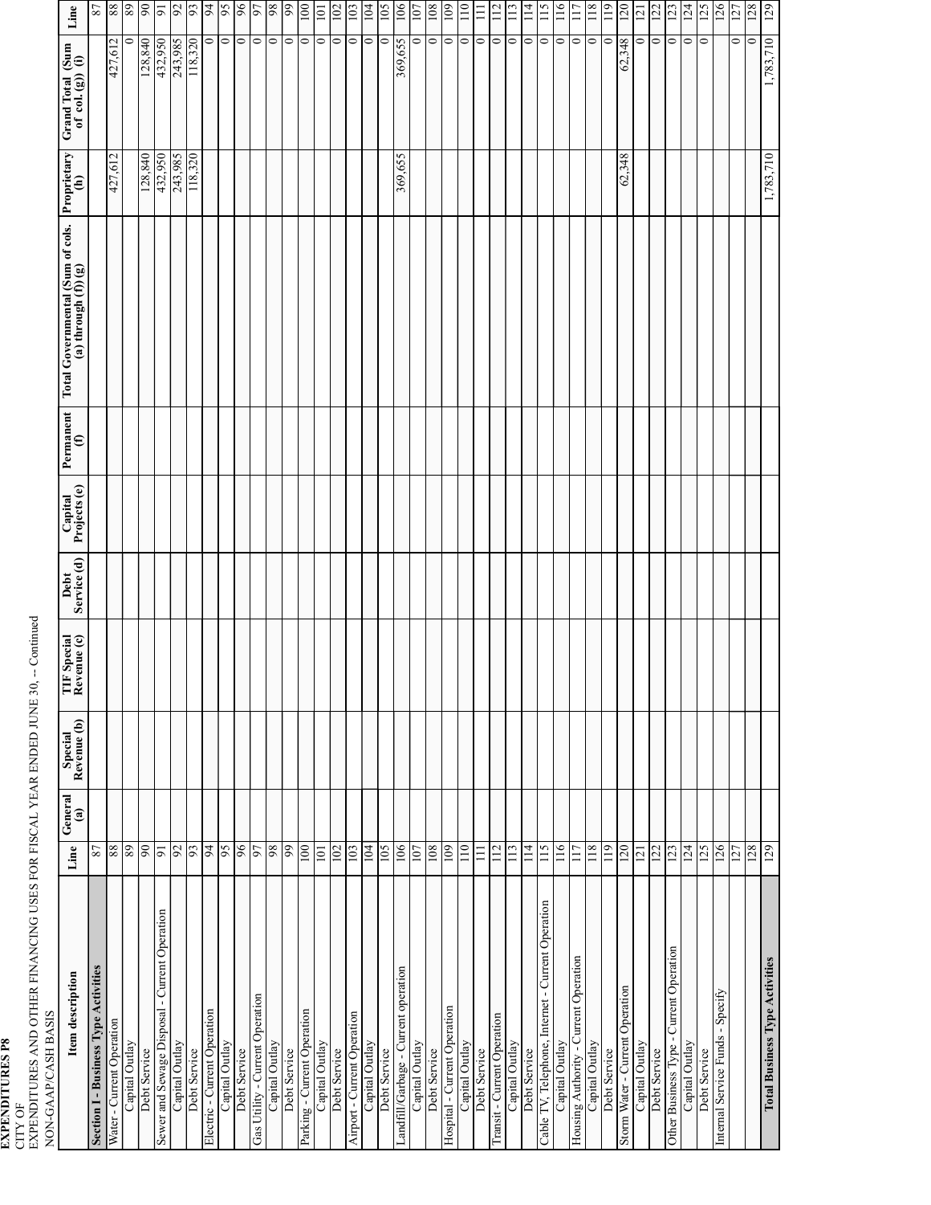**EXPENDITURES P8**

CITY OF

EXPENDITURES AND OTHER FINANCING USES FOR FISCAL YEAR ENDED JUNE 30, -- Continued

NON-GAAP/CASH BASIS

| Item description | Line | General (a) | Special Revenue (b) | TIF Special Revenue (c) | Debt Service (d) | Capital Projects (e) | Permanent (f) | Total Governmental (Sum of cols. (a) through (f)) (g) | Proprietary (h) | Grand Total (Sum of col. (g)) (i) | Line |
|---|---|---|---|---|---|---|---|---|---|---|---|
| **Section I - Business Type Activities** | 87 | | | | | | | | | | 87 |
| Water - Current Operation | 88 | | | | | | | | 427,612 | 427,612 | 88 |
| Capital Outlay | 89 | | | | | | | | | 0 | 89 |
| Debt Service | 90 | | | | | | | | 128,840 | 128,840 | 90 |
| Sewer and Sewage Disposal - Current Operation | 91 | | | | | | | | 432,950 | 432,950 | 91 |
| Capital Outlay | 92 | | | | | | | | 243,985 | 243,985 | 92 |
| Debt Service | 93 | | | | | | | | 118,320 | 118,320 | 93 |
| Electric - Current Operation | 94 | | | | | | | | | 0 | 94 |
| Capital Outlay | 95 | | | | | | | | | 0 | 95 |
| Debt Service | 96 | | | | | | | | | 0 | 96 |
| Gas Utility - Current Operation | 97 | | | | | | | | | 0 | 97 |
| Capital Outlay | 98 | | | | | | | | | 0 | 98 |
| Debt Service | 99 | | | | | | | | | 0 | 99 |
| Parking - Current Operation | 100 | | | | | | | | | 0 | 100 |
| Capital Outlay | 101 | | | | | | | | | 0 | 101 |
| Debt Service | 102 | | | | | | | | | 0 | 102 |
| Airport - Current Operation | 103 | | | | | | | | | 0 | 103 |
| Capital Outlay | 104 | | | | | | | | | 0 | 104 |
| Debt Service | 105 | | | | | | | | | 0 | 105 |
| Landfill/Garbage - Current operation | 106 | | | | | | | | 369,655 | 369,655 | 106 |
| Capital Outlay | 107 | | | | | | | | | 0 | 107 |
| Debt Service | 108 | | | | | | | | | 0 | 108 |
| Hospital - Current Operation | 109 | | | | | | | | | 0 | 109 |
| Capital Outlay | 110 | | | | | | | | | 0 | 110 |
| Debt Service | 111 | | | | | | | | | 0 | 111 |
| Transit - Current Operation | 112 | | | | | | | | | 0 | 112 |
| Capital Outlay | 113 | | | | | | | | | 0 | 113 |
| Debt Service | 114 | | | | | | | | | 0 | 114 |
| Cable TV, Telephone, Internet - Current Operation | 115 | | | | | | | | | 0 | 115 |
| Capital Outlay | 116 | | | | | | | | | 0 | 116 |
| Housing Authority - Current Operation | 117 | | | | | | | | | 0 | 117 |
| Capital Outlay | 118 | | | | | | | | | 0 | 118 |
| Debt Service | 119 | | | | | | | | | 0 | 119 |
| Storm Water - Current Operation | 120 | | | | | | | | 62,348 | 62,348 | 120 |
| Capital Outlay | 121 | | | | | | | | | 0 | 121 |
| Debt Service | 122 | | | | | | | | | 0 | 122 |
| Other Business Type - Current Operation | 123 | | | | | | | | | 0 | 123 |
| Capital Outlay | 124 | | | | | | | | | 0 | 124 |
| Debt Service | 125 | | | | | | | | | 0 | 125 |
| Internal Service Funds - Specify | 126 | | | | | | | | | | 126 |
| | 127 | | | | | | | | | 0 | 127 |
| | 128 | | | | | | | | | 0 | 128 |
| **Total Business Type Activities** | 129 | | | | | | | | 1,783,710 | 1,783,710 | 129 |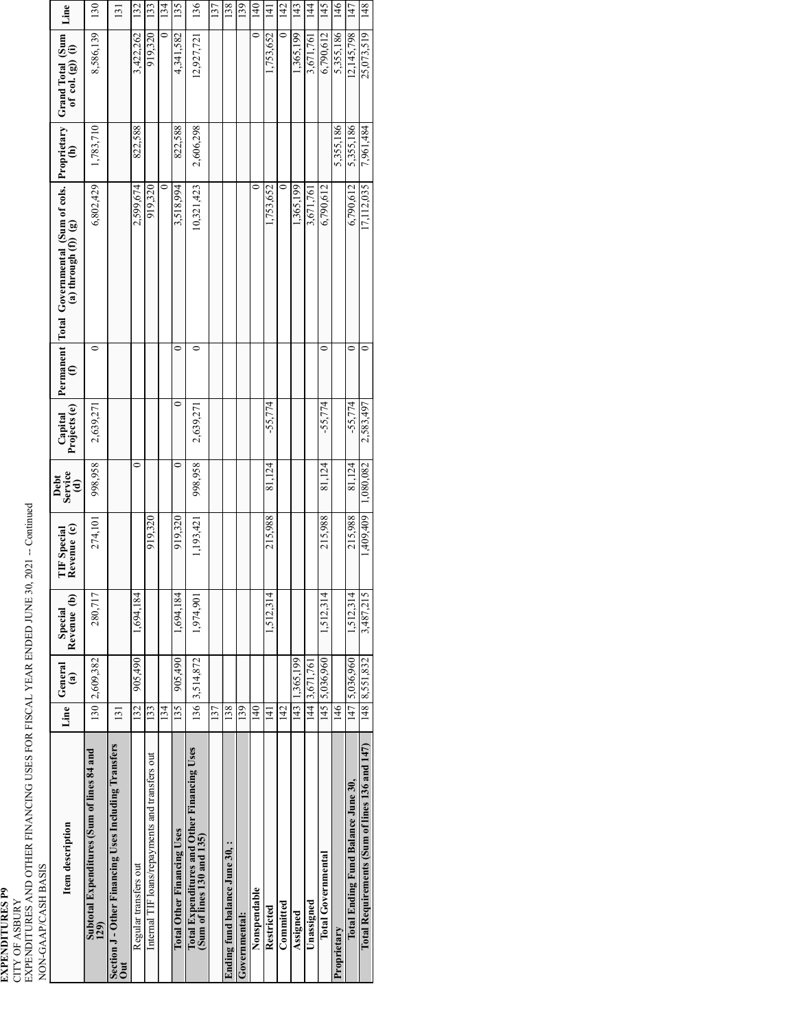**EXPENDITURES P9**

CITY OF ASBURY

EXPENDITURES AND OTHER FINANCING USES FOR FISCAL YEAR ENDED JUNE 30, 2021 -- Continued

NON-GAAP/CASH BASIS

| Item description | Line | General (a) | Special Revenue (b) | TIF Special Revenue (c) | Debt Service (d) | Capital Projects (e) | Permanent (f) | Total Governmental (Sum of cols. (a) through (f)) (g) | Proprietary (h) | Grand Total (Sum of col. (g)) (i) | Line |
|---|---|---|---|---|---|---|---|---|---|---|---|
| **Subtotal Expenditures (Sum of lines 84 and 129)** | 130 | 2,609,382 | 280,717 | 274,101 | 998,958 | 2,639,271 | 0 | 6,802,429 | 1,783,710 | 8,586,139 | 130 |
| **Section J - Other Financing Uses Including Transfers Out** | 131 | | | | | | | | | | 131 |
| Regular transfers out | 132 | 905,490 | 1,694,184 | | 0 | | | 2,599,674 | 822,588 | 3,422,262 | 132 |
| Internal TIF loans/repayments and transfers out | 133 | | | 919,320 | | | | 919,320 | | 919,320 | 133 |
| | 134 | | | | | | | 0 | | 0 | 134 |
| **Total Other Financing Uses** | 135 | 905,490 | 1,694,184 | 919,320 | 0 | 0 | 0 | 3,518,994 | 822,588 | 4,341,582 | 135 |
| **Total Expenditures and Other Financing Uses (Sum of lines 130 and 135)** | 136 | 3,514,872 | 1,974,901 | 1,193,421 | 998,958 | 2,639,271 | 0 | 10,321,423 | 2,606,298 | 12,927,721 | 136 |
| | 137 | | | | | | | | | | 137 |
| **Ending fund balance June 30, :** | 138 | | | | | | | | | | 138 |
| **Governmental:** | 139 | | | | | | | | | | 139 |
| **Nonspendable** | 140 | | | | | | | 0 | | 0 | 140 |
| **Restricted** | 141 | | 1,512,314 | 215,988 | 81,124 | -55,774 | | 1,753,652 | | 1,753,652 | 141 |
| **Committed** | 142 | | | | | | | 0 | | 0 | 142 |
| **Assigned** | 143 | 1,365,199 | | | | | | 1,365,199 | | 1,365,199 | 143 |
| **Unassigned** | 144 | 3,671,761 | | | | | | 3,671,761 | | 3,671,761 | 144 |
| **Total Governmental** | 145 | 5,036,960 | 1,512,314 | 215,988 | 81,124 | -55,774 | 0 | 6,790,612 | | 6,790,612 | 145 |
| **Proprietary** | 146 | | | | | | | | 5,355,186 | 5,355,186 | 146 |
| **Total Ending Fund Balance June 30,** | 147 | 5,036,960 | 1,512,314 | 215,988 | 81,124 | -55,774 | 0 | 6,790,612 | 5,355,186 | 12,145,798 | 147 |
| **Total Requirements (Sum of lines 136 and 147)** | 148 | 8,551,832 | 3,487,215 | 1,409,409 | 1,080,082 | 2,583,497 | 0 | 17,112,035 | 7,961,484 | 25,073,519 | 148 |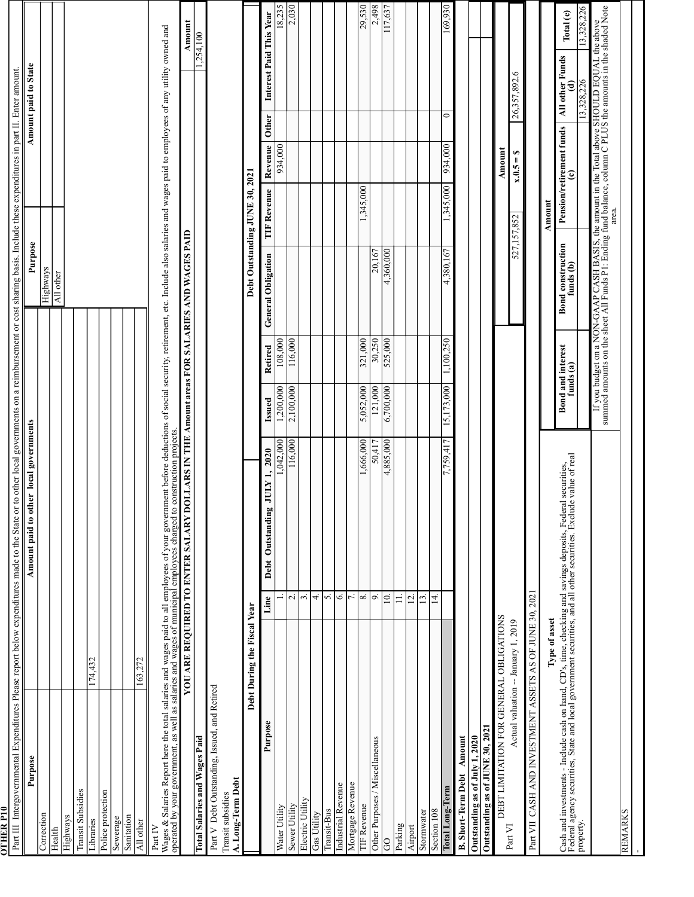OTHER P10

Part III Intergovernmental Expenditures Please report below expenditures made to the State or to other local governments on a reimbursement or cost sharing basis. Include these expenditures in part II. Enter amount.

| Purpose | Amount paid to other local governments |
|---|---|
| Correction | |
| Health | |
| Highways | |
| Transit Subsidies | |
| Libraries | 174,432 |
| Police protection | |
| Sewerage | |
| Sanitation | |
| All other | 163,272 |

| Purpose | Amount paid to State |
|---|---|
| Highways | |
| All other | |

Part IV
Wages & Salaries Report here the total salaries and wages paid to all employees of your government before deductions of social security, retirement, etc. Include also salaries and wages paid to employees of any utility owned and operated by your government, as well as salaries and wages of municipal employees charged to construction projects.

**YOU ARE REQUIRED TO ENTER SALARY DOLLARS IN THE Amount areas FOR SALARIES AND WAGES PAID**

| | Amount |
|---|---|
| **Total Salaries and Wages Paid** | 1,254,100 |

Part V Debt Outstanding, Issued, and Retired

Transit subsidies

**A. Long-Term Debt**

| Purpose | Line | Debt Outstanding JULY 1, 2020 | Issued | Retired | General Obligation | TIF Revenue | Revenue | Other | Interest Paid This Year |
|---|---|---|---|---|---|---|---|---|---|
| | | | Debt During the Fiscal Year | | Debt Outstanding JUNE 30, 2021 | | | | |
| Water Utility | 1. | 1,042,000 | 1,200,000 | 108,000 | | | 934,000 | | 18,235 |
| Sewer Utility | 2. | 116,000 | 2,100,000 | 116,000 | | | | | 2,030 |
| Electric Utility | 3. | | | | | | | | |
| Gas Utility | 4. | | | | | | | | |
| Transit-Bus | 5. | | | | | | | | |
| Industrial Revenue | 6. | | | | | | | | |
| Mortgage Revenue | 7. | | | | | | | | |
| TIF Revenue | 8. | 1,666,000 | 5,052,000 | 321,000 | | 1,345,000 | | | 29,530 |
| Other Purposes / Miscellaneous | 9. | 50,417 | 121,000 | 30,250 | 20,167 | | | | 2,498 |
| GO | 10. | 4,885,000 | 6,700,000 | 525,000 | 4,360,000 | | | | 117,637 |
| Parking | 11. | | | | | | | | |
| Airport | 12. | | | | | | | | |
| Stormwater | 13. | | | | | | | | |
| Section 108 | 14. | | | | | | | | |
| **Total Long-Term** | | 7,759,417 | 15,173,000 | 1,100,250 | 4,380,167 | 1,345,000 | 934,000 | 0 | 169,930 |

| **B. Short-Term Debt** | **Amount** |
|---|---|
| **Outstanding as of July 1, 2020** | |
| **Outstanding as of JUNE 30, 2021** | |

Part VI DEBT LIMITATION FOR GENERAL OBLIGATIONS

| | Amount | | |
|---|---|---|---|
| Actual valuation -- January 1, 2019 | 527,157,852 | x.0.5 = $ | 26,357,892.6 |

Part VII CASH AND INVESTMENT ASSETS AS OF JUNE 30, 2021

| Type of asset | Bond and interest funds (a) | Bond construction funds (b) | Pension/retirement funds (c) | All other Funds (d) | Total (e) |
|---|---|---|---|---|---|
| Cash and investments - Include cash on hand, CD's, time, checking and savings deposits, Federal securities, Federal agency securities, State and local government securities, and all other securities. Exclude value of real property. | | | | 13,328,226 | 13,328,226 |

If you budget on a NON-GAAP CASH BASIS, the amount in the Total above SHOULD EQUAL the above summed amounts on the sheet All Funds P1: Ending fund balance, column C PLUS the amounts in the shaded Note area.

REMARKS

-